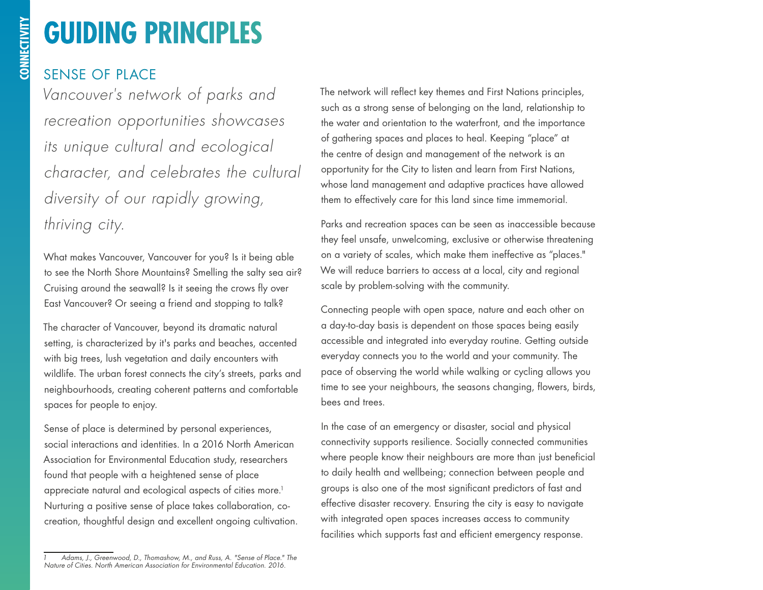# GUIDING PRINCIPLES

## SENSE OF PLACE

*Vancouver's network of parks and recreation opportunities showcases its unique cultural and ecological character, and celebrates the cultural diversity of our rapidly growing, thriving city.*

What makes Vancouver, Vancouver for you? Is it being able to see the North Shore Mountains? Smelling the salty sea air? Cruising around the seawall? Is it seeing the crows fly over East Vancouver? Or seeing a friend and stopping to talk?

The character of Vancouver, beyond its dramatic natural setting, is characterized by it's parks and beaches, accented with big trees, lush vegetation and daily encounters with wildlife. The urban forest connects the city's streets, parks and neighbourhoods, creating coherent patterns and comfortable spaces for people to enjoy.

Sense of place is determined by personal experiences, social interactions and identities. In a 2016 North American Association for Environmental Education study, researchers found that people with a heightened sense of place appreciate natural and ecological aspects of cities more.[1] Nurturing a positive sense of place takes collaboration, co-creation, thoughtful design and excellent ongoing cultivation.

The network will reflect key themes and First Nations principles, such as a strong sense of belonging on the land, relationship to the water and orientation to the waterfront, and the importance of gathering spaces and places to heal. Keeping "place" at the centre of design and management of the network is an opportunity for the City to listen and learn from First Nations, whose land management and adaptive practices have allowed them to effectively care for this land since time immemorial.

Parks and recreation spaces can be seen as inaccessible because they feel unsafe, unwelcoming, exclusive or otherwise threatening on a variety of scales, which make them ineffective as "places." We will reduce barriers to access at a local, city and regional scale by problem-solving with the community.

Connecting people with open space, nature and each other on a day-to-day basis is dependent on those spaces being easily accessible and integrated into everyday routine. Getting outside everyday connects you to the world and your community. The pace of observing the world while walking or cycling allows you time to see your neighbours, the seasons changing, flowers, birds, bees and trees.

In the case of an emergency or disaster, social and physical connectivity supports resilience. Socially connected communities where people know their neighbours are more than just beneficial to daily health and wellbeing; connection between people and groups is also one of the most significant predictors of fast and effective disaster recovery. Ensuring the city is easy to navigate with integrated open spaces increases access to community facilities which supports fast and efficient emergency response.

---

*1 Adams, J., Greenwood, D., Thomashow, M., and Russ, A. "Sense of Place." The Nature of Cities. North American Association for Environmental Education. 2016.*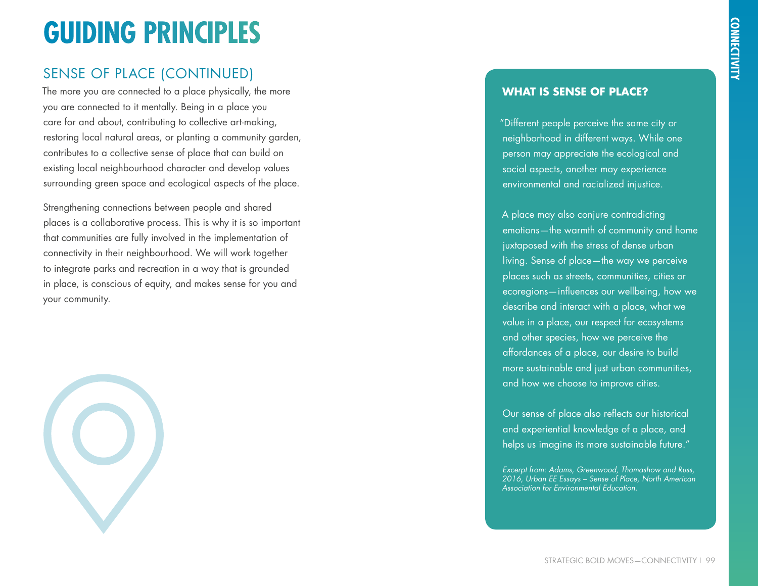# GUIDING PRINCIPLES

## SENSE OF PLACE (CONTINUED)

The more you are connected to a place physically, the more you are connected to it mentally. Being in a place you care for and about, contributing to collective art-making, restoring local natural areas, or planting a community garden, contributes to a collective sense of place that can build on existing local neighbourhood character and develop values surrounding green space and ecological aspects of the place.

Strengthening connections between people and shared places is a collaborative process. This is why it is so important that communities are fully involved in the implementation of connectivity in their neighbourhood. We will work together to integrate parks and recreation in a way that is grounded in place, is conscious of equity, and makes sense for you and your community.

### WHAT IS SENSE OF PLACE?

"Different people perceive the same city or neighborhood in different ways. While one person may appreciate the ecological and social aspects, another may experience environmental and racialized injustice.

A place may also conjure contradicting emotions—the warmth of community and home juxtaposed with the stress of dense urban living. Sense of place—the way we perceive places such as streets, communities, cities or ecoregions—influences our wellbeing, how we describe and interact with a place, what we value in a place, our respect for ecosystems and other species, how we perceive the affordances of a place, our desire to build more sustainable and just urban communities, and how we choose to improve cities.

Our sense of place also reflects our historical and experiential knowledge of a place, and helps us imagine its more sustainable future."

*Excerpt from: Adams, Greenwood, Thomashow and Russ, 2016, Urban EE Essays – Sense of Place, North American Association for Environmental Education.*